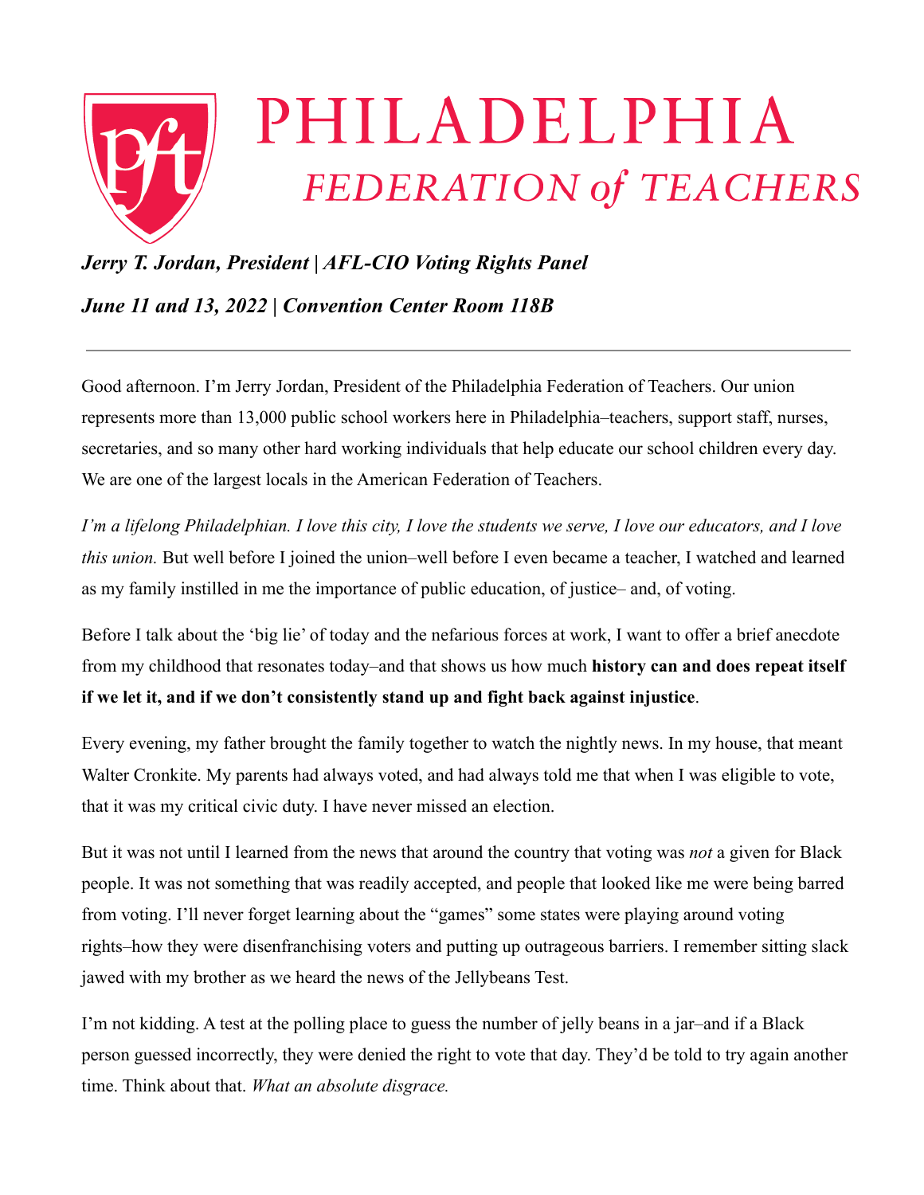# PHILADELPHIA *FEDERATION of TEACHERS*

***Jerry T. Jordan, President | AFL-CIO Voting Rights Panel***

***June 11 and 13, 2022 | Convention Center Room 118B***

---

Good afternoon. I'm Jerry Jordan, President of the Philadelphia Federation of Teachers. Our union represents more than 13,000 public school workers here in Philadelphia–teachers, support staff, nurses, secretaries, and so many other hard working individuals that help educate our school children every day. We are one of the largest locals in the American Federation of Teachers.

*I'm a lifelong Philadelphian. I love this city, I love the students we serve, I love our educators, and I love this union.* But well before I joined the union–well before I even became a teacher, I watched and learned as my family instilled in me the importance of public education, of justice– and, of voting.

Before I talk about the 'big lie' of today and the nefarious forces at work, I want to offer a brief anecdote from my childhood that resonates today–and that shows us how much **history can and does repeat itself if we let it, and if we don't consistently stand up and fight back against injustice**.

Every evening, my father brought the family together to watch the nightly news. In my house, that meant Walter Cronkite. My parents had always voted, and had always told me that when I was eligible to vote, that it was my critical civic duty. I have never missed an election.

But it was not until I learned from the news that around the country that voting was *not* a given for Black people. It was not something that was readily accepted, and people that looked like me were being barred from voting. I'll never forget learning about the "games" some states were playing around voting rights–how they were disenfranchising voters and putting up outrageous barriers. I remember sitting slack jawed with my brother as we heard the news of the Jellybeans Test.

I'm not kidding. A test at the polling place to guess the number of jelly beans in a jar–and if a Black person guessed incorrectly, they were denied the right to vote that day. They'd be told to try again another time. Think about that. *What an absolute disgrace.*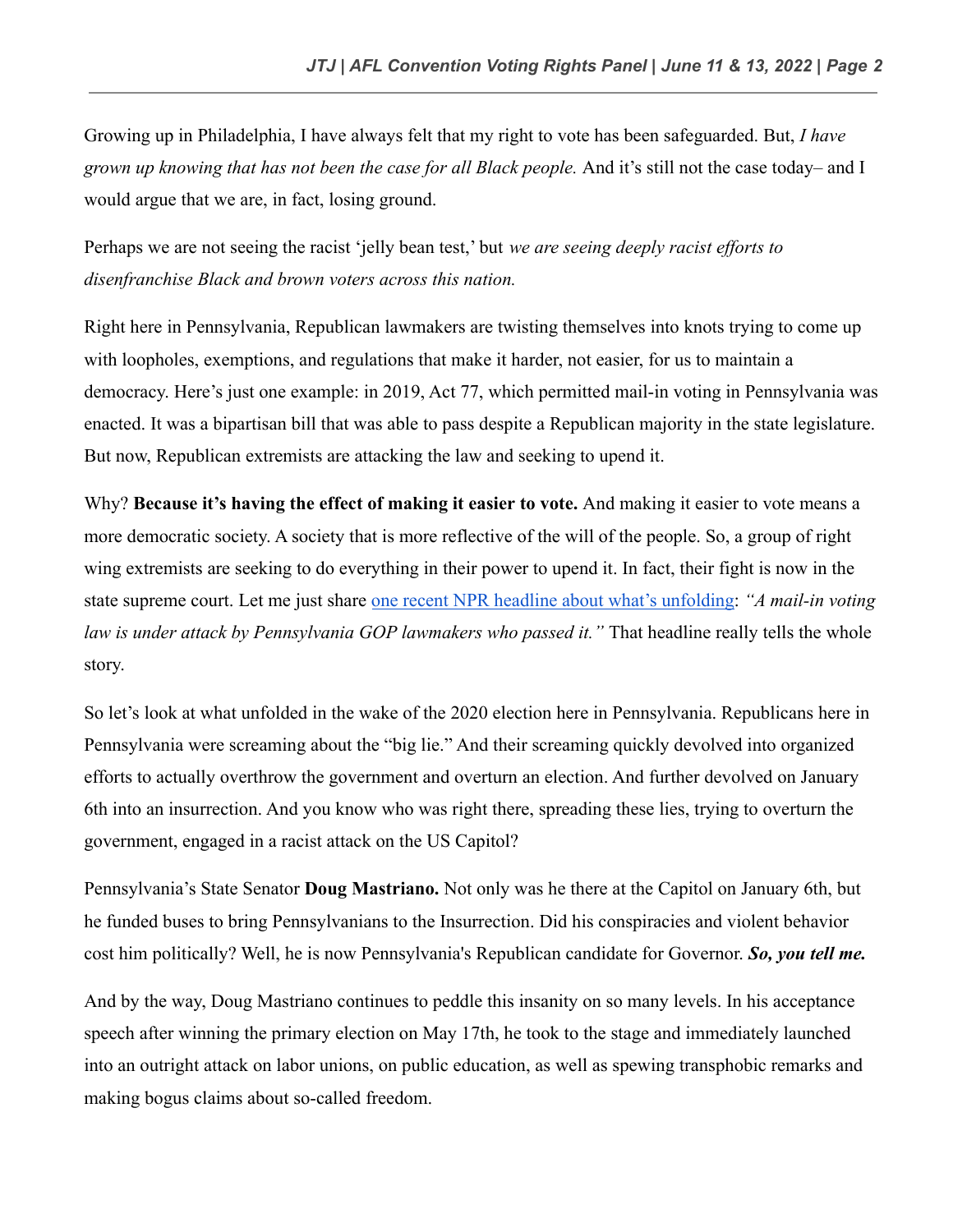Growing up in Philadelphia, I have always felt that my right to vote has been safeguarded. But, *I have grown up knowing that has not been the case for all Black people.* And it's still not the case today– and I would argue that we are, in fact, losing ground.

Perhaps we are not seeing the racist 'jelly bean test,' but *we are seeing deeply racist efforts to disenfranchise Black and brown voters across this nation.*

Right here in Pennsylvania, Republican lawmakers are twisting themselves into knots trying to come up with loopholes, exemptions, and regulations that make it harder, not easier, for us to maintain a democracy. Here's just one example: in 2019, Act 77, which permitted mail-in voting in Pennsylvania was enacted. It was a bipartisan bill that was able to pass despite a Republican majority in the state legislature. But now, Republican extremists are attacking the law and seeking to upend it.

Why? **Because it's having the effect of making it easier to vote.** And making it easier to vote means a more democratic society. A society that is more reflective of the will of the people. So, a group of right wing extremists are seeking to do everything in their power to upend it. In fact, their fight is now in the state supreme court. Let me just share one recent NPR headline about what's unfolding: *"A mail-in voting law is under attack by Pennsylvania GOP lawmakers who passed it."* That headline really tells the whole story.

So let's look at what unfolded in the wake of the 2020 election here in Pennsylvania. Republicans here in Pennsylvania were screaming about the "big lie." And their screaming quickly devolved into organized efforts to actually overthrow the government and overturn an election. And further devolved on January 6th into an insurrection. And you know who was right there, spreading these lies, trying to overturn the government, engaged in a racist attack on the US Capitol?

Pennsylvania's State Senator **Doug Mastriano.** Not only was he there at the Capitol on January 6th, but he funded buses to bring Pennsylvanians to the Insurrection. Did his conspiracies and violent behavior cost him politically? Well, he is now Pennsylvania's Republican candidate for Governor. ***So, you tell me.***

And by the way, Doug Mastriano continues to peddle this insanity on so many levels. In his acceptance speech after winning the primary election on May 17th, he took to the stage and immediately launched into an outright attack on labor unions, on public education, as well as spewing transphobic remarks and making bogus claims about so-called freedom.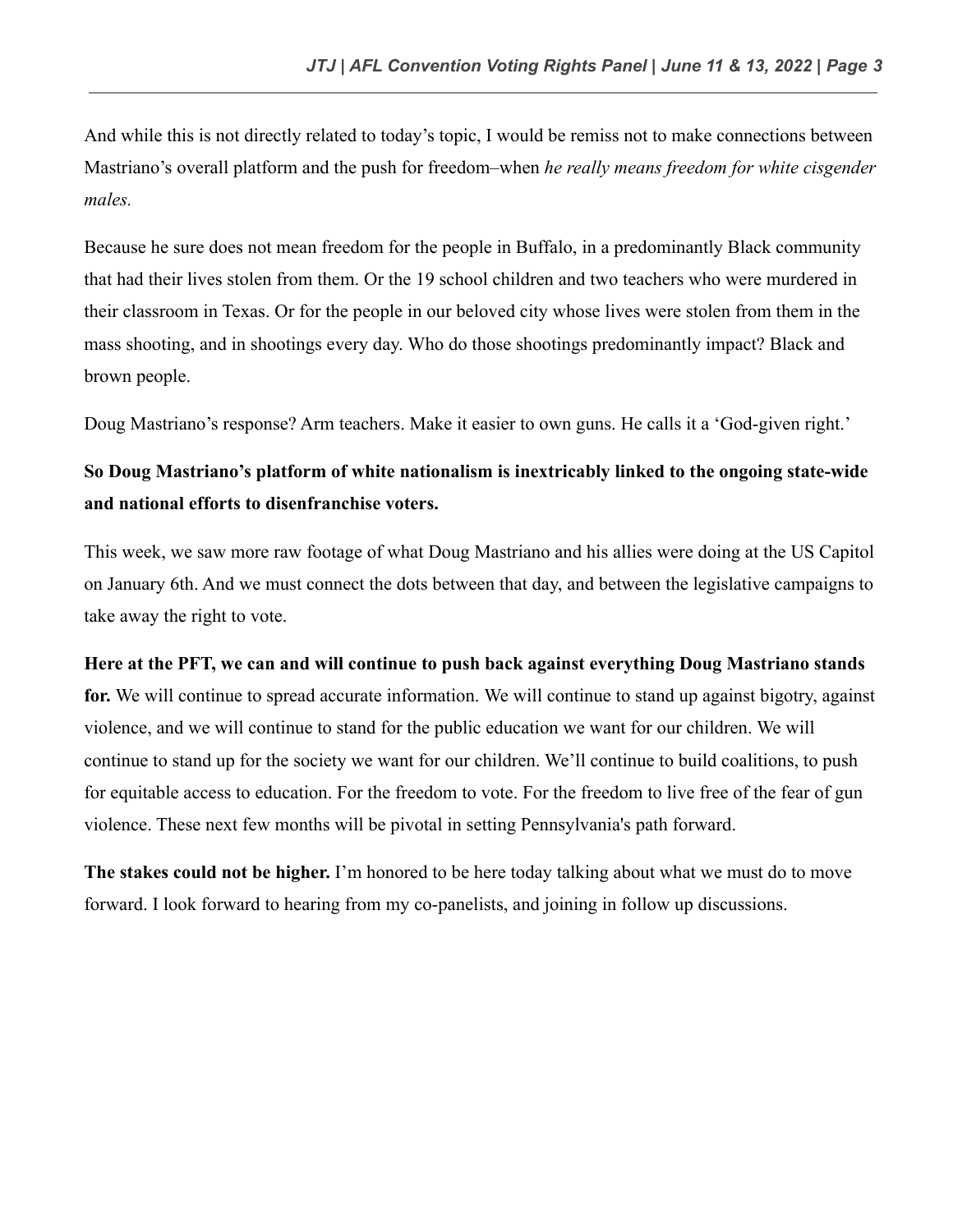And while this is not directly related to today's topic, I would be remiss not to make connections between Mastriano's overall platform and the push for freedom–when *he really means freedom for white cisgender males.*

Because he sure does not mean freedom for the people in Buffalo, in a predominantly Black community that had their lives stolen from them. Or the 19 school children and two teachers who were murdered in their classroom in Texas. Or for the people in our beloved city whose lives were stolen from them in the mass shooting, and in shootings every day. Who do those shootings predominantly impact? Black and brown people.

Doug Mastriano's response? Arm teachers. Make it easier to own guns. He calls it a 'God-given right.'

**So Doug Mastriano's platform of white nationalism is inextricably linked to the ongoing state-wide and national efforts to disenfranchise voters.**

This week, we saw more raw footage of what Doug Mastriano and his allies were doing at the US Capitol on January 6th. And we must connect the dots between that day, and between the legislative campaigns to take away the right to vote.

**Here at the PFT, we can and will continue to push back against everything Doug Mastriano stands for.** We will continue to spread accurate information. We will continue to stand up against bigotry, against violence, and we will continue to stand for the public education we want for our children. We will continue to stand up for the society we want for our children. We'll continue to build coalitions, to push for equitable access to education. For the freedom to vote. For the freedom to live free of the fear of gun violence. These next few months will be pivotal in setting Pennsylvania's path forward.

**The stakes could not be higher.** I'm honored to be here today talking about what we must do to move forward. I look forward to hearing from my co-panelists, and joining in follow up discussions.